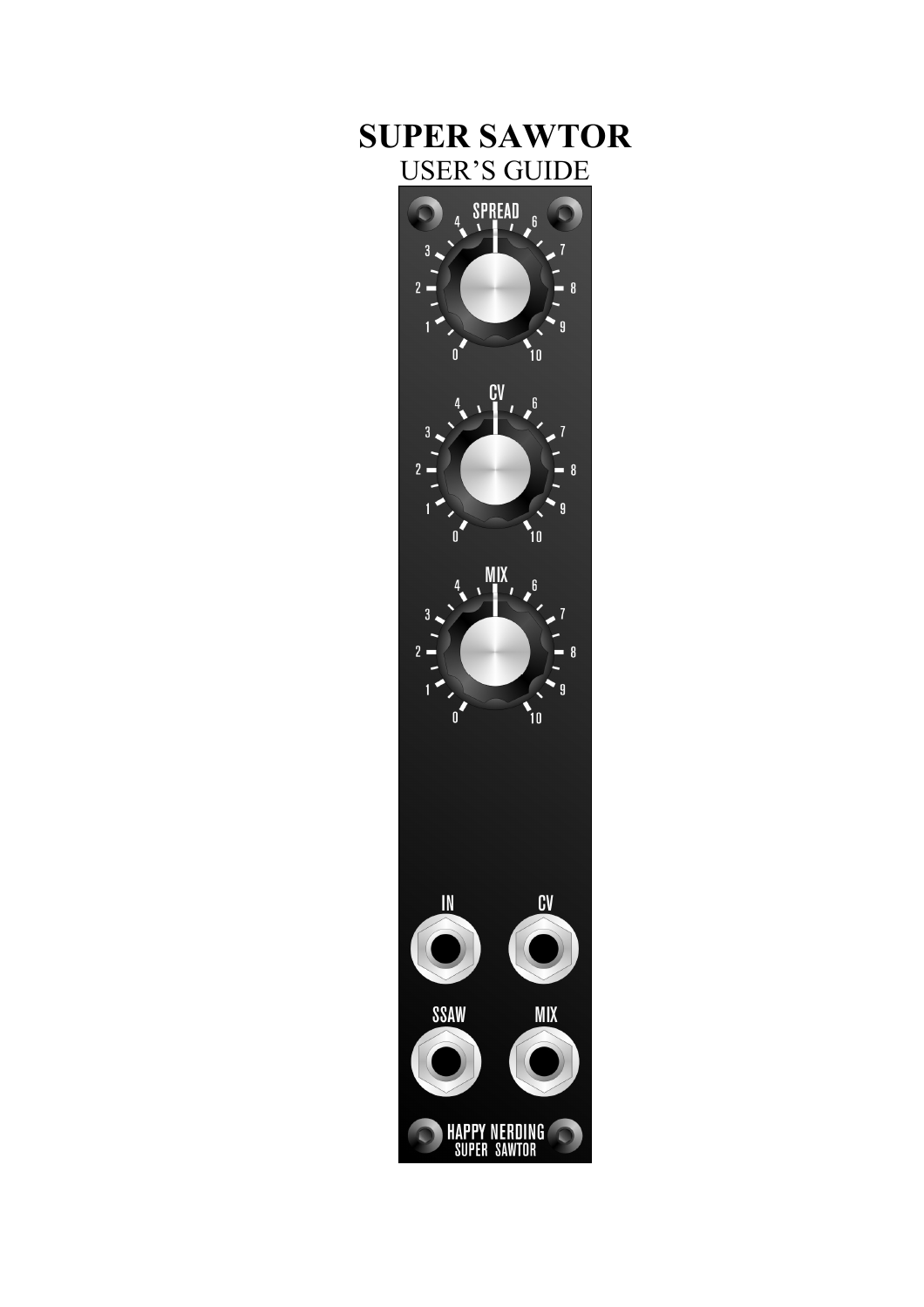# SUPER SAWTOR

USER'S GUIDE

SPREAD

CV

MIX

IN

CV

SSAW

MIX

HAPPY NERDING
SUPER SAWTOR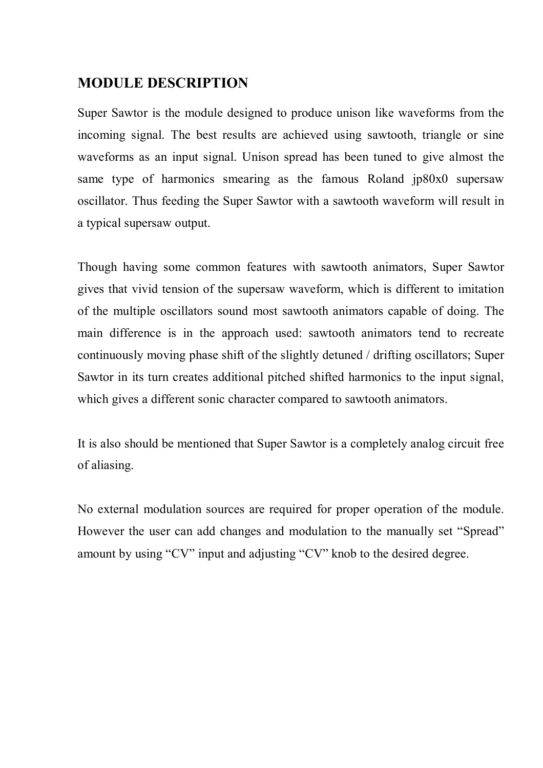# MODULE DESCRIPTION

Super Sawtor is the module designed to produce unison like waveforms from the incoming signal. The best results are achieved using sawtooth, triangle or sine waveforms as an input signal. Unison spread has been tuned to give almost the same type of harmonics smearing as the famous Roland jp80x0 supersaw oscillator. Thus feeding the Super Sawtor with a sawtooth waveform will result in a typical supersaw output.

Though having some common features with sawtooth animators, Super Sawtor gives that vivid tension of the supersaw waveform, which is different to imitation of the multiple oscillators sound most sawtooth animators capable of doing. The main difference is in the approach used: sawtooth animators tend to recreate continuously moving phase shift of the slightly detuned / drifting oscillators; Super Sawtor in its turn creates additional pitched shifted harmonics to the input signal, which gives a different sonic character compared to sawtooth animators.

It is also should be mentioned that Super Sawtor is a completely analog circuit free of aliasing.

No external modulation sources are required for proper operation of the module. However the user can add changes and modulation to the manually set “Spread” amount by using “CV” input and adjusting “CV” knob to the desired degree.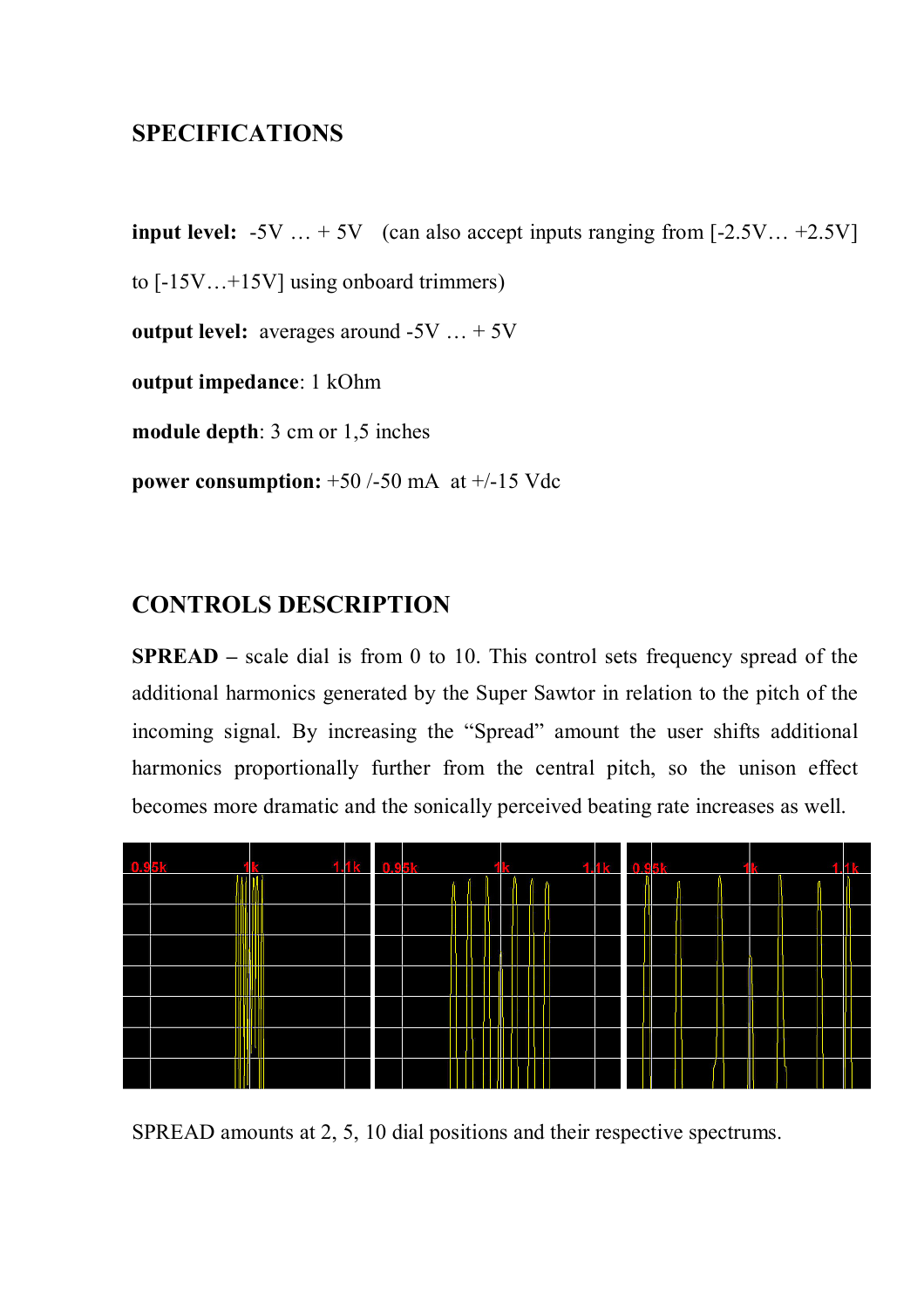## SPECIFICATIONS

**input level:** -5V … + 5V (can also accept inputs ranging from [-2.5V… +2.5V] to [-15V…+15V] using onboard trimmers)

**output level:** averages around -5V … + 5V

**output impedance**: 1 kOhm

**module depth**: 3 cm or 1,5 inches

**power consumption:** +50 /-50 mA at +/-15 Vdc

## CONTROLS DESCRIPTION

**SPREAD –** scale dial is from 0 to 10. This control sets frequency spread of the additional harmonics generated by the Super Sawtor in relation to the pitch of the incoming signal. By increasing the "Spread" amount the user shifts additional harmonics proportionally further from the central pitch, so the unison effect becomes more dramatic and the sonically perceived beating rate increases as well.

SPREAD amounts at 2, 5, 10 dial positions and their respective spectrums.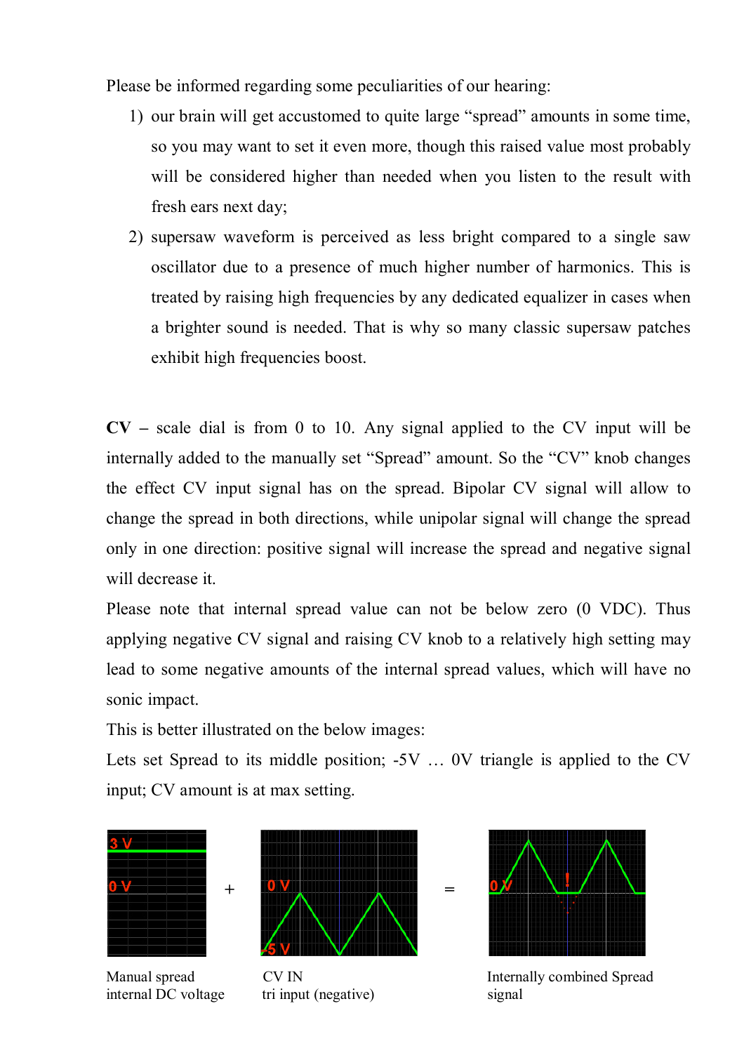Please be informed regarding some peculiarities of our hearing:

1) our brain will get accustomed to quite large "spread" amounts in some time, so you may want to set it even more, though this raised value most probably will be considered higher than needed when you listen to the result with fresh ears next day;
2) supersaw waveform is perceived as less bright compared to a single saw oscillator due to a presence of much higher number of harmonics. This is treated by raising high frequencies by any dedicated equalizer in cases when a brighter sound is needed. That is why so many classic supersaw patches exhibit high frequencies boost.

**CV** – scale dial is from 0 to 10. Any signal applied to the CV input will be internally added to the manually set "Spread" amount. So the "CV" knob changes the effect CV input signal has on the spread. Bipolar CV signal will allow to change the spread in both directions, while unipolar signal will change the spread only in one direction: positive signal will increase the spread and negative signal will decrease it.

Please note that internal spread value can not be below zero (0 VDC). Thus applying negative CV signal and raising CV knob to a relatively high setting may lead to some negative amounts of the internal spread values, which will have no sonic impact.

This is better illustrated on the below images:

Lets set Spread to its middle position; -5V … 0V triangle is applied to the CV input; CV amount is at max setting.

Manual spread internal DC voltage + CV IN tri input (negative) = Internally combined Spread signal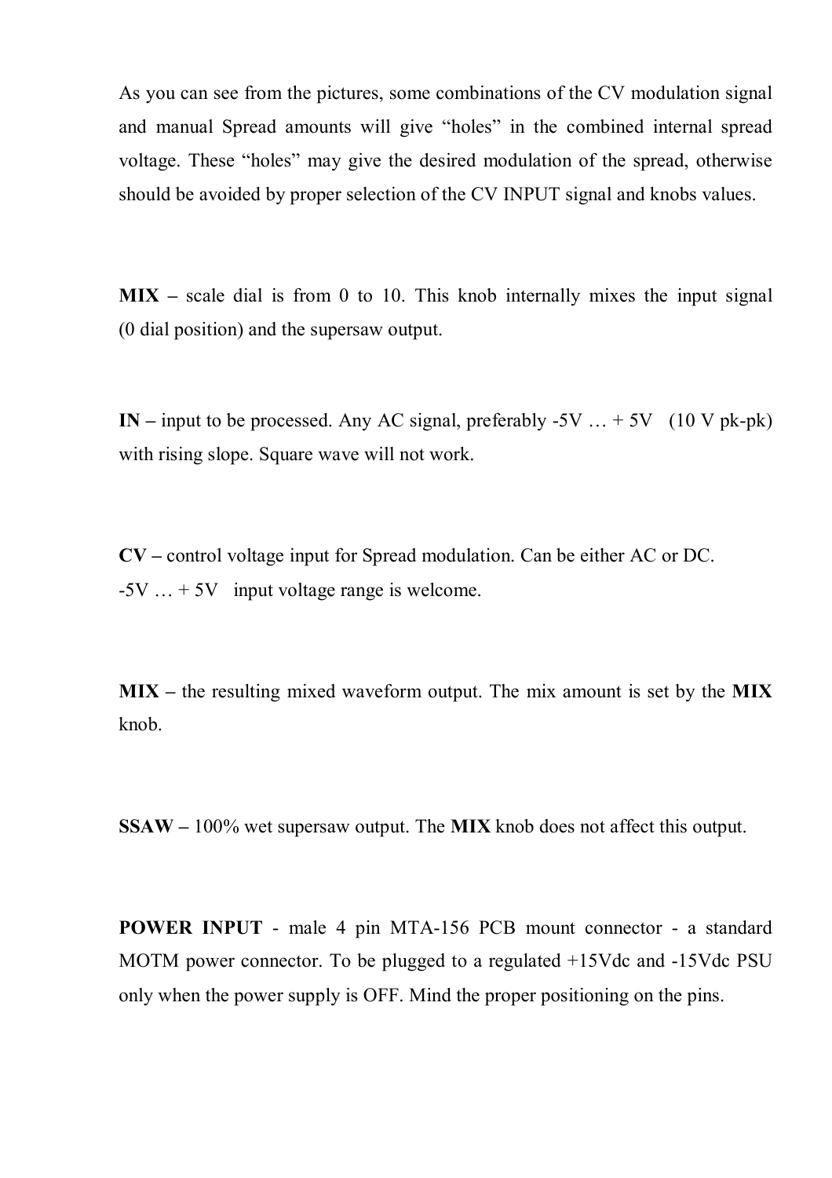As you can see from the pictures, some combinations of the CV modulation signal and manual Spread amounts will give “holes” in the combined internal spread voltage. These “holes” may give the desired modulation of the spread, otherwise should be avoided by proper selection of the CV INPUT signal and knobs values.

**MIX –** scale dial is from 0 to 10. This knob internally mixes the input signal (0 dial position) and the supersaw output.

**IN –** input to be processed. Any AC signal, preferably -5V … + 5V (10 V pk-pk) with rising slope. Square wave will not work.

**CV –** control voltage input for Spread modulation. Can be either AC or DC.
-5V … + 5V input voltage range is welcome.

**MIX –** the resulting mixed waveform output. The mix amount is set by the **MIX** knob.

**SSAW –** 100% wet supersaw output. The **MIX** knob does not affect this output.

**POWER INPUT** - male 4 pin MTA-156 PCB mount connector - a standard MOTM power connector. To be plugged to a regulated +15Vdc and -15Vdc PSU only when the power supply is OFF. Mind the proper positioning on the pins.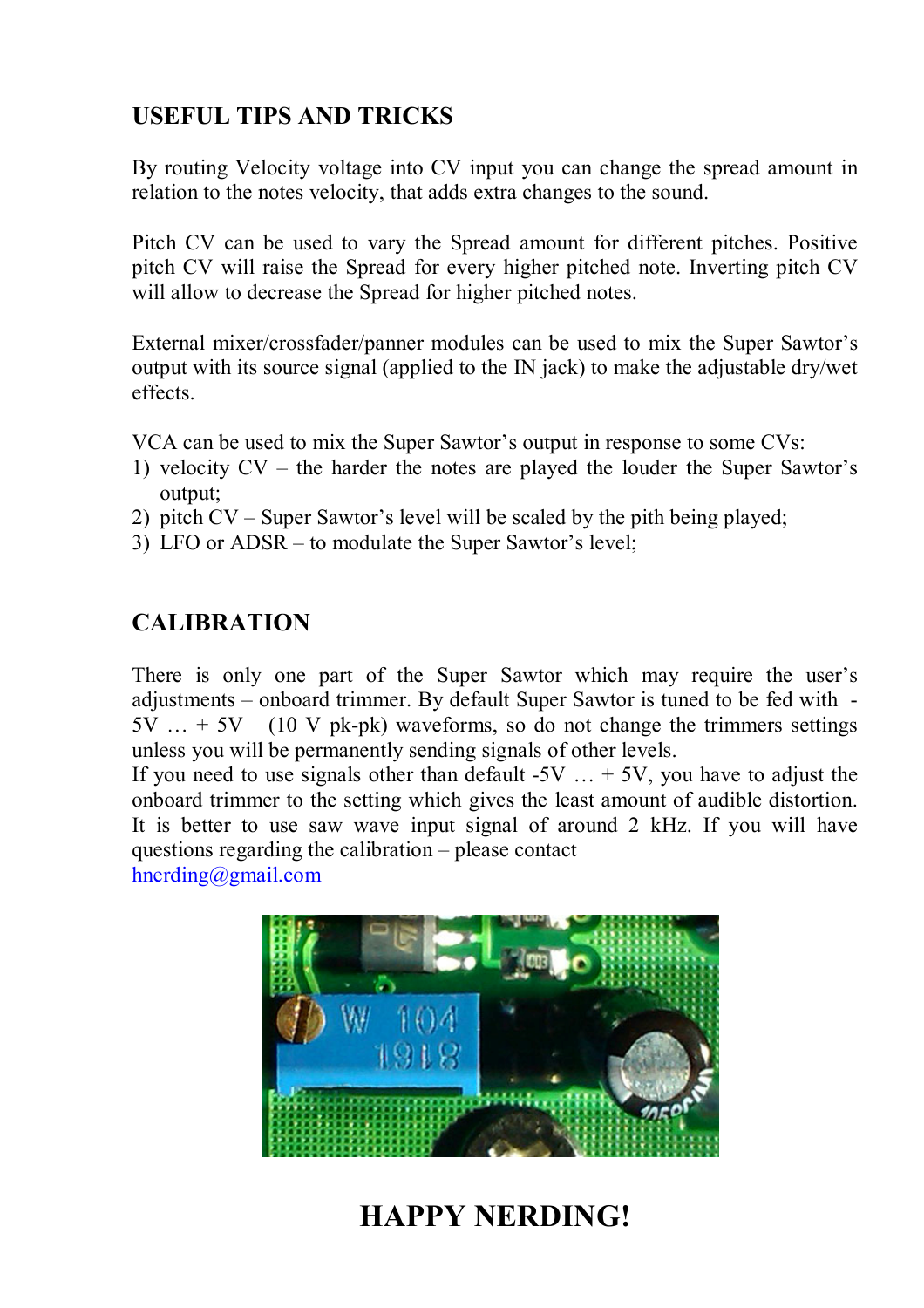## USEFUL TIPS AND TRICKS

By routing Velocity voltage into CV input you can change the spread amount in relation to the notes velocity, that adds extra changes to the sound.

Pitch CV can be used to vary the Spread amount for different pitches. Positive pitch CV will raise the Spread for every higher pitched note. Inverting pitch CV will allow to decrease the Spread for higher pitched notes.

External mixer/crossfader/panner modules can be used to mix the Super Sawtor's output with its source signal (applied to the IN jack) to make the adjustable dry/wet effects.

VCA can be used to mix the Super Sawtor's output in response to some CVs:

1) velocity CV – the harder the notes are played the louder the Super Sawtor's output;
2) pitch CV – Super Sawtor's level will be scaled by the pith being played;
3) LFO or ADSR – to modulate the Super Sawtor's level;

## CALIBRATION

There is only one part of the Super Sawtor which may require the user's adjustments – onboard trimmer. By default Super Sawtor is tuned to be fed with -5V … + 5V (10 V pk-pk) waveforms, so do not change the trimmers settings unless you will be permanently sending signals of other levels.
If you need to use signals other than default -5V … + 5V, you have to adjust the onboard trimmer to the setting which gives the least amount of audible distortion. It is better to use saw wave input signal of around 2 kHz. If you will have questions regarding the calibration – please contact
hnerding@gmail.com

# HAPPY NERDING!